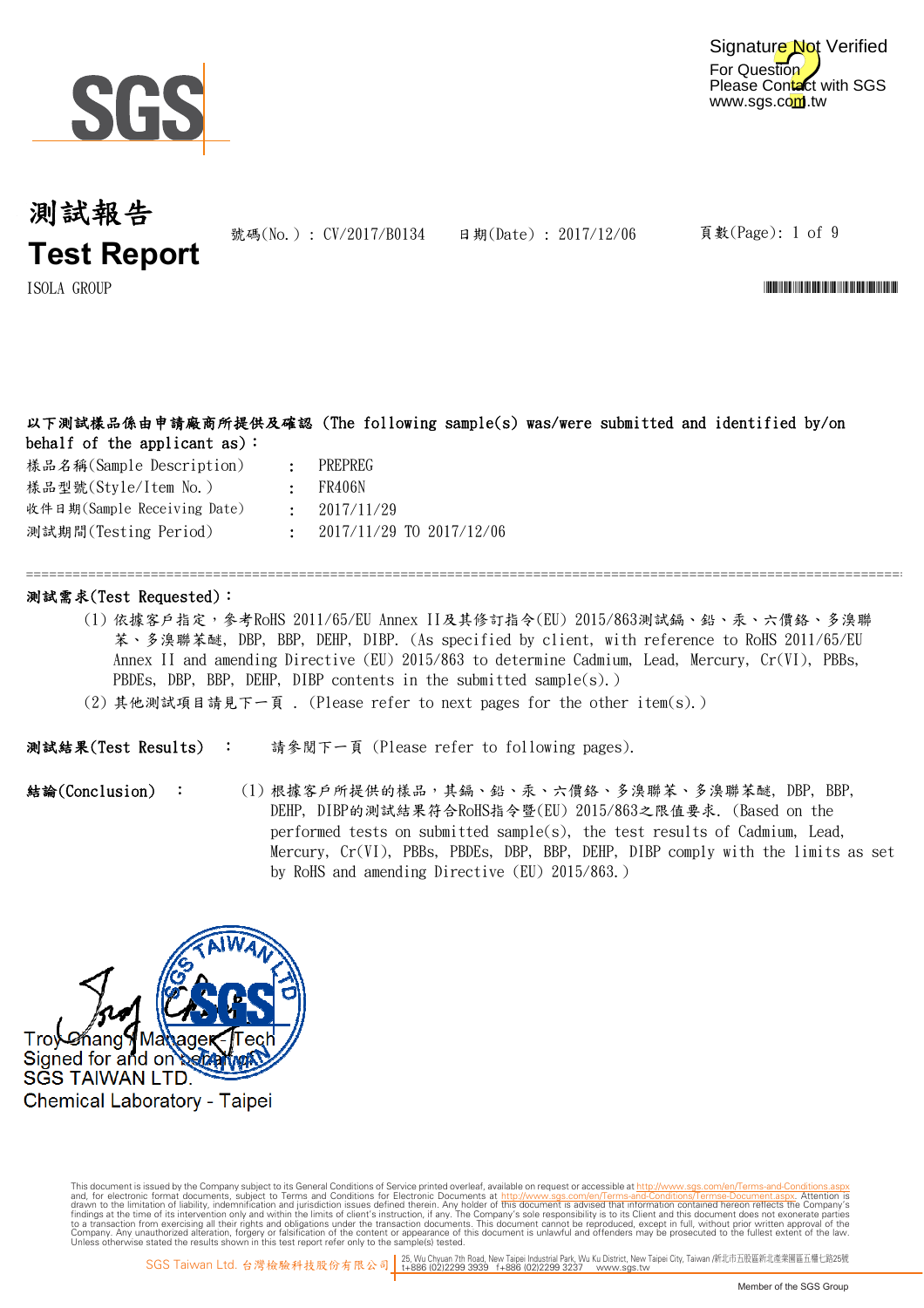Signature Not Verified
For Question
Please Contact with SGS
www.sgs.com.tw

# 測試報告
# Test Report

號碼(No.)：CV/2017/B0134　日期(Date)：2017/12/06　頁數(Page): 1 of 9

ISOLA GROUP

**以下測試樣品係由申請廠商所提供及確認 (The following sample(s) was/were submitted and identified by/on behalf of the applicant as)：**

樣品名稱(Sample Description)　:　PREPREG

樣品型號(Style/Item No.)　:　FR406N

收件日期(Sample Receiving Date)　:　2017/11/29

測試期間(Testing Period)　:　2017/11/29 TO 2017/12/06

---

**測試需求(Test Requested)：**

(1) 依據客戶指定，參考RoHS 2011/65/EU Annex II及其修訂指令(EU) 2015/863測試鎘、鉛、汞、六價鉻、多溴聯苯、多溴聯苯醚, DBP, BBP, DEHP, DIBP. (As specified by client, with reference to RoHS 2011/65/EU Annex II and amending Directive (EU) 2015/863 to determine Cadmium, Lead, Mercury, Cr(VI), PBBs, PBDEs, DBP, BBP, DEHP, DIBP contents in the submitted sample(s).)

(2) 其他測試項目請見下一頁 . (Please refer to next pages for the other item(s).)

**測試結果(Test Results)**　:　請參閱下一頁 (Please refer to following pages).

**結論(Conclusion)**　:　(1) 根據客戶所提供的樣品，其鎘、鉛、汞、六價鉻、多溴聯苯、多溴聯苯醚, DBP, BBP, DEHP, DIBP的測試結果符合RoHS指令暨(EU) 2015/863之限值要求. (Based on the performed tests on submitted sample(s), the test results of Cadmium, Lead, Mercury, Cr(VI), PBBs, PBDEs, DBP, BBP, DEHP, DIBP comply with the limits as set by RoHS and amending Directive (EU) 2015/863.)

Troy Chang / Manager - Tech
Signed for and on behalf of
SGS TAIWAN LTD.
Chemical Laboratory - Taipei

This document is issued by the Company subject to its General Conditions of Service printed overleaf, available on request or accessible at http://www.sgs.com/en/Terms-and-Conditions.aspx and, for electronic format documents, subject to Terms and Conditions for Electronic Documents at http://www.sgs.com/en/Terms-and-Conditions/Terms-e-Document.aspx. Attention is drawn to the limitation of liability, indemnification and jurisdiction issues defined therein. Any holder of this document is advised that information contained hereon reflects the Company's findings at the time of its intervention only and within the limits of client's instruction, if any. The Company's sole responsibility is to its Client and this document does not exonerate parties to a transaction from exercising all their rights and obligations under the transaction documents. This document cannot be reproduced, except in full, without prior written approval of the Company. Any unauthorized alteration, forgery or falsification of the content or appearance of this document is unlawful and offenders may be prosecuted to the fullest extent of the law. Unless otherwise stated the results shown in this test report refer only to the sample(s) tested.

SGS Taiwan Ltd. 台灣檢驗科技股份有限公司 | 25, Wu Chyuan 7th Road, New Taipei Industrial Park, Wu Ku District, New Taipei City, Taiwan /新北市五股區新北產業園區五權七路25號 t+886 (02)2299 3939 f+886 (02)2299 3237 www.sgs.tw

Member of the SGS Group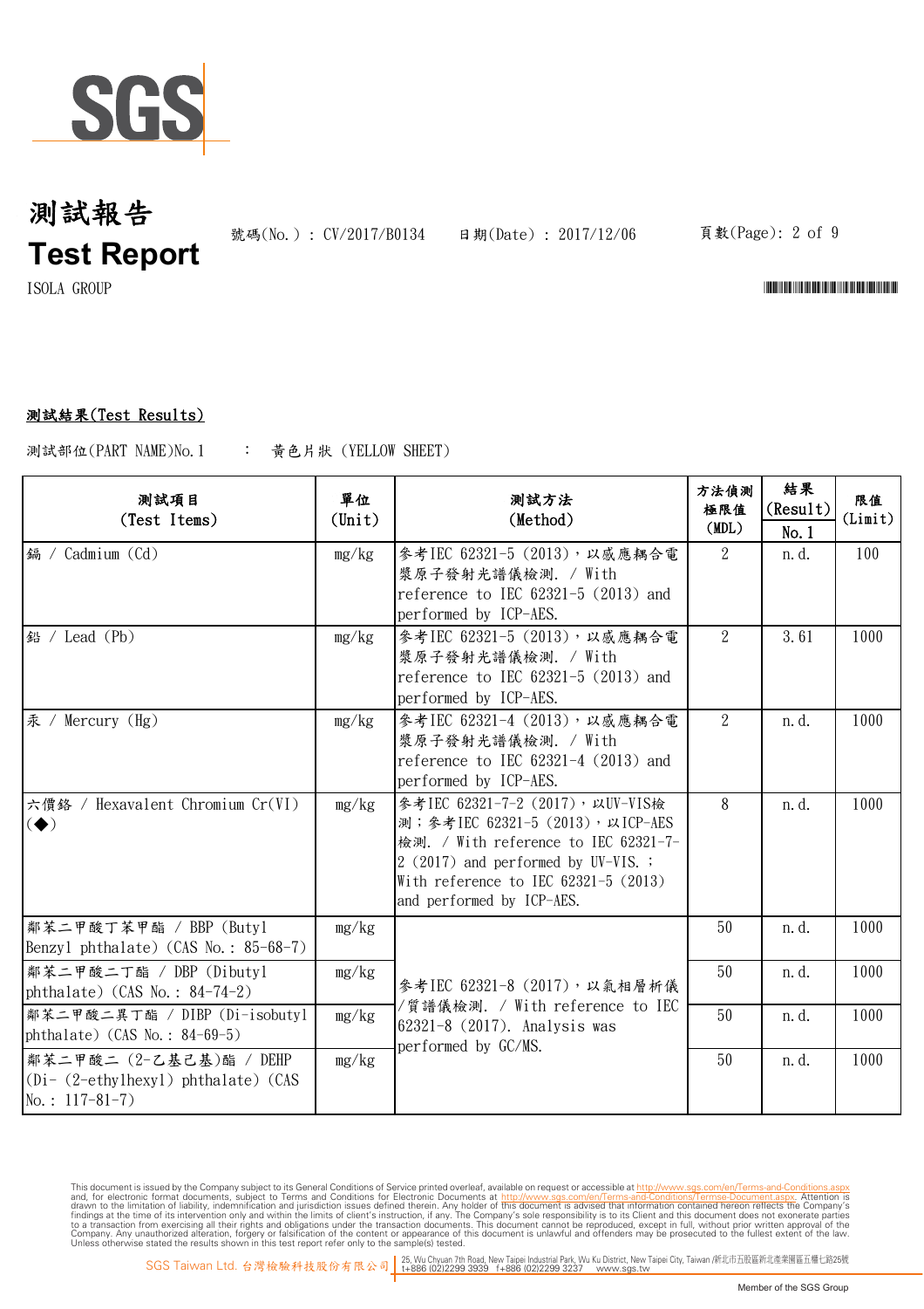# 測試報告
# Test Report

號碼(No.) : CV/2017/B0134　日期(Date) : 2017/12/06

ISOLA GROUP

## 測試結果(Test Results)

測試部位(PART NAME)No.1　:　黃色片狀 (YELLOW SHEET)

| 測試項目 (Test Items) | 單位 (Unit) | 測試方法 (Method) | 方法偵測極限值 (MDL) | 結果 (Result) No.1 | 限值 (Limit) |
|---|---|---|---|---|---|
| 鎘 / Cadmium (Cd) | mg/kg | 參考IEC 62321-5 (2013)，以感應耦合電漿原子發射光譜儀檢測. / With reference to IEC 62321-5 (2013) and performed by ICP-AES. | 2 | n.d. | 100 |
| 鉛 / Lead (Pb) | mg/kg | 參考IEC 62321-5 (2013)，以感應耦合電漿原子發射光譜儀檢測. / With reference to IEC 62321-5 (2013) and performed by ICP-AES. | 2 | 3.61 | 1000 |
| 汞 / Mercury (Hg) | mg/kg | 參考IEC 62321-4 (2013)，以感應耦合電漿原子發射光譜儀檢測. / With reference to IEC 62321-4 (2013) and performed by ICP-AES. | 2 | n.d. | 1000 |
| 六價鉻 / Hexavalent Chromium Cr(VI) (◆) | mg/kg | 參考IEC 62321-7-2 (2017)，以UV-VIS檢測；參考IEC 62321-5 (2013)，以ICP-AES檢測. / With reference to IEC 62321-7-2 (2017) and performed by UV-VIS. ; With reference to IEC 62321-5 (2013) and performed by ICP-AES. | 8 | n.d. | 1000 |
| 鄰苯二甲酸丁苯甲酯 / BBP (Butyl Benzyl phthalate) (CAS No.: 85-68-7) | mg/kg | 參考IEC 62321-8 (2017)，以氣相層析儀/質譜儀檢測. / With reference to IEC 62321-8 (2017). Analysis was performed by GC/MS. | 50 | n.d. | 1000 |
| 鄰苯二甲酸二丁酯 / DBP (Dibutyl phthalate) (CAS No.: 84-74-2) | mg/kg | | 50 | n.d. | 1000 |
| 鄰苯二甲酸二異丁酯 / DIBP (Di-isobutyl phthalate) (CAS No.: 84-69-5) | mg/kg | | 50 | n.d. | 1000 |
| 鄰苯二甲酸二 (2-乙基己基)酯 / DEHP (Di- (2-ethylhexyl) phthalate) (CAS No.: 117-81-7) | mg/kg | | 50 | n.d. | 1000 |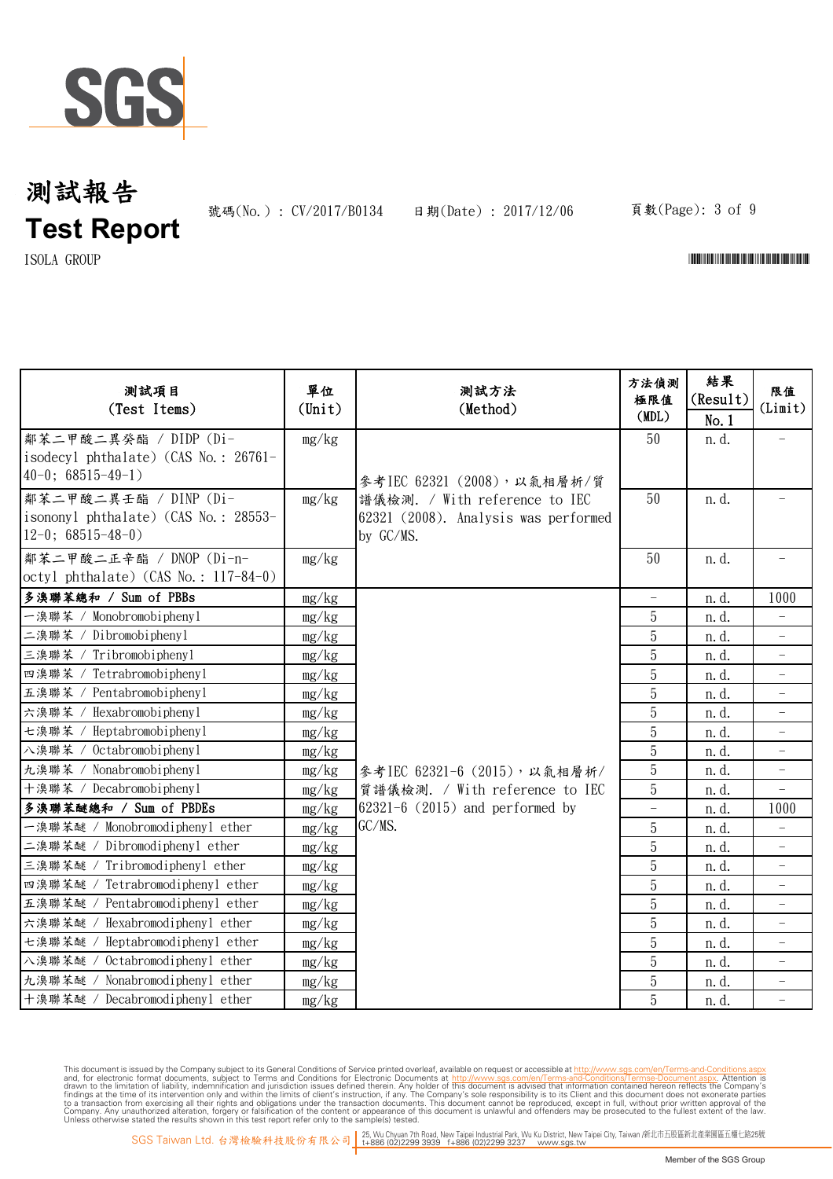# 測試報告
# Test Report

號碼(No.) : CV/2017/B0134　日期(Date) : 2017/12/06

ISOLA GROUP

| 測試項目 (Test Items) | 單位 (Unit) | 測試方法 (Method) | 方法偵測極限值 (MDL) | 結果 (Result) No.1 | 限值 (Limit) |
|---|---|---|---|---|---|
| 鄰苯二甲酸二異癸酯 / DIDP (Di-isodecyl phthalate) (CAS No.: 26761-40-0; 68515-49-1) | mg/kg | 參考IEC 62321 (2008)，以氣相層析/質譜儀檢測. / With reference to IEC 62321 (2008). Analysis was performed by GC/MS. | 50 | n.d. | - |
| 鄰苯二甲酸二異壬酯 / DINP (Di-isononyl phthalate) (CAS No.: 28553-12-0; 68515-48-0) | mg/kg | | 50 | n.d. | - |
| 鄰苯二甲酸二正辛酯 / DNOP (Di-n-octyl phthalate) (CAS No.: 117-84-0) | mg/kg | | 50 | n.d. | - |
| **多溴聯苯總和 / Sum of PBBs** | mg/kg | 參考IEC 62321-6 (2015)，以氣相層析/質譜儀檢測. / With reference to IEC 62321-6 (2015) and performed by GC/MS. | - | n.d. | 1000 |
| 一溴聯苯 / Monobromobiphenyl | mg/kg | | 5 | n.d. | - |
| 二溴聯苯 / Dibromobiphenyl | mg/kg | | 5 | n.d. | - |
| 三溴聯苯 / Tribromobiphenyl | mg/kg | | 5 | n.d. | - |
| 四溴聯苯 / Tetrabromobiphenyl | mg/kg | | 5 | n.d. | - |
| 五溴聯苯 / Pentabromobiphenyl | mg/kg | | 5 | n.d. | - |
| 六溴聯苯 / Hexabromobiphenyl | mg/kg | | 5 | n.d. | - |
| 七溴聯苯 / Heptabromobiphenyl | mg/kg | | 5 | n.d. | - |
| 八溴聯苯 / Octabromobiphenyl | mg/kg | | 5 | n.d. | - |
| 九溴聯苯 / Nonabromobiphenyl | mg/kg | | 5 | n.d. | - |
| 十溴聯苯 / Decabromobiphenyl | mg/kg | | 5 | n.d. | - |
| **多溴聯苯醚總和 / Sum of PBDEs** | mg/kg | | - | n.d. | 1000 |
| 一溴聯苯醚 / Monobromodiphenyl ether | mg/kg | | 5 | n.d. | - |
| 二溴聯苯醚 / Dibromodiphenyl ether | mg/kg | | 5 | n.d. | - |
| 三溴聯苯醚 / Tribromodiphenyl ether | mg/kg | | 5 | n.d. | - |
| 四溴聯苯醚 / Tetrabromodiphenyl ether | mg/kg | | 5 | n.d. | - |
| 五溴聯苯醚 / Pentabromodiphenyl ether | mg/kg | | 5 | n.d. | - |
| 六溴聯苯醚 / Hexabromodiphenyl ether | mg/kg | | 5 | n.d. | - |
| 七溴聯苯醚 / Heptabromodiphenyl ether | mg/kg | | 5 | n.d. | - |
| 八溴聯苯醚 / Octabromodiphenyl ether | mg/kg | | 5 | n.d. | - |
| 九溴聯苯醚 / Nonabromodiphenyl ether | mg/kg | | 5 | n.d. | - |
| 十溴聯苯醚 / Decabromodiphenyl ether | mg/kg | | 5 | n.d. | - |

This document is issued by the Company subject to its General Conditions of Service printed overleaf, available on request or accessible at http://www.sgs.com/en/Terms-and-Conditions.aspx and, for electronic format documents, subject to Terms and Conditions for Electronic Documents at http://www.sgs.com/en/Terms-and-Conditions/Termse-Document.aspx. Attention is drawn to the limitation of liability, indemnification and jurisdiction issues defined therein. Any holder of this document is advised that information contained hereon reflects the Company's findings at the time of its intervention only and within the limits of client's instruction, if any. The Company's sole responsibility is to its Client and this document does not exonerate parties to a transaction from exercising all their rights and obligations under the transaction documents. This document cannot be reproduced, except in full, without prior written approval of the Company. Any unauthorized alteration, forgery or falsification of the content or appearance of this document is unlawful and offenders may be prosecuted to the fullest extent of the law. Unless otherwise stated the results shown in this test report refer only to the sample(s) tested.

SGS Taiwan Ltd. 台灣檢驗科技股份有限公司 | 25, Wu Chyuan 7th Road, New Taipei Industrial Park, Wu Ku District, New Taipei City, Taiwan /新北市五股區新北產業園區五權七路25號 t+886 (02)2299 3939 f+886 (02)2299 3237 www.sgs.tw

Member of the SGS Group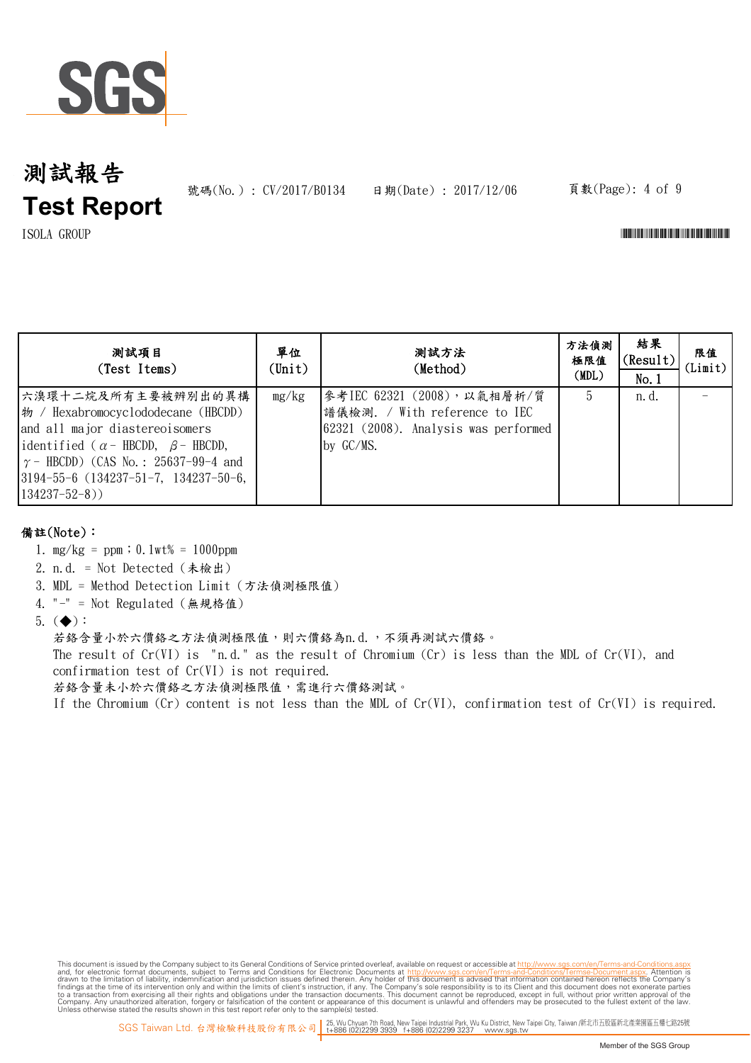# 測試報告
# Test Report

號碼(No.) : CV/2017/B0134　　日期(Date) : 2017/12/06

ISOLA GROUP

| 測試項目 (Test Items) | 單位 (Unit) | 測試方法 (Method) | 方法偵測極限值 (MDL) | 結果 (Result) No.1 | 限值 (Limit) |
|---|---|---|---|---|---|
| 六溴環十二烷及所有主要被辨別出的異構物 / Hexabromocyclododecane (HBCDD) and all major diastereoisomers identified (α- HBCDD, β- HBCDD, γ- HBCDD) (CAS No.: 25637-99-4 and 3194-55-6 (134237-51-7, 134237-50-6, 134237-52-8)) | mg/kg | 參考IEC 62321 (2008)，以氣相層析/質譜儀檢測. / With reference to IEC 62321 (2008). Analysis was performed by GC/MS. | 5 | n.d. | - |

**備註(Note)：**

1. mg/kg = ppm；0.1wt% = 1000ppm
2. n.d. = Not Detected (未檢出)
3. MDL = Method Detection Limit (方法偵測極限值)
4. "-" = Not Regulated (無規格值)
5. (◆)：

   若鉻含量小於六價鉻之方法偵測極限值，則六價鉻為n.d.，不須再測試六價鉻。

   The result of Cr(VI) is "n.d." as the result of Chromium (Cr) is less than the MDL of Cr(VI), and confirmation test of Cr(VI) is not required.

   若鉻含量未小於六價鉻之方法偵測極限值，需進行六價鉻測試。

   If the Chromium (Cr) content is not less than the MDL of Cr(VI), confirmation test of Cr(VI) is required.

This document is issued by the Company subject to its General Conditions of Service printed overleaf, available on request or accessible at http://www.sgs.com/en/Terms-and-Conditions.aspx and, for electronic format documents, subject to Terms and Conditions for Electronic Documents at http://www.sgs.com/en/Terms-and-Conditions/Terms-e-Document.aspx. Attention is drawn to the limitation of liability, indemnification and jurisdiction issues defined therein. Any holder of this document is advised that information contained hereon reflects the Company's findings at the time of its intervention only and within the limits of client's instruction, if any. The Company's sole responsibility is to its Client and this document does not exonerate parties to a transaction from exercising all their rights and obligations under the transaction documents. This document cannot be reproduced, except in full, without prior written approval of the Company. Any unauthorized alteration, forgery or falsification of the content or appearance of this document is unlawful and offenders may be prosecuted to the fullest extent of the law. Unless otherwise stated the results shown in this test report refer only to the sample(s) tested.

SGS Taiwan Ltd. 台灣檢驗科技股份有限公司 | 25, Wu Chyuan 7th Road, New Taipei Industrial Park, Wu Ku District, New Taipei City, Taiwan /新北市五股區新北產業園區五權七路25號 t+886 (02)2299 3939 f+886 (02)2299 3237 www.sgs.tw

Member of the SGS Group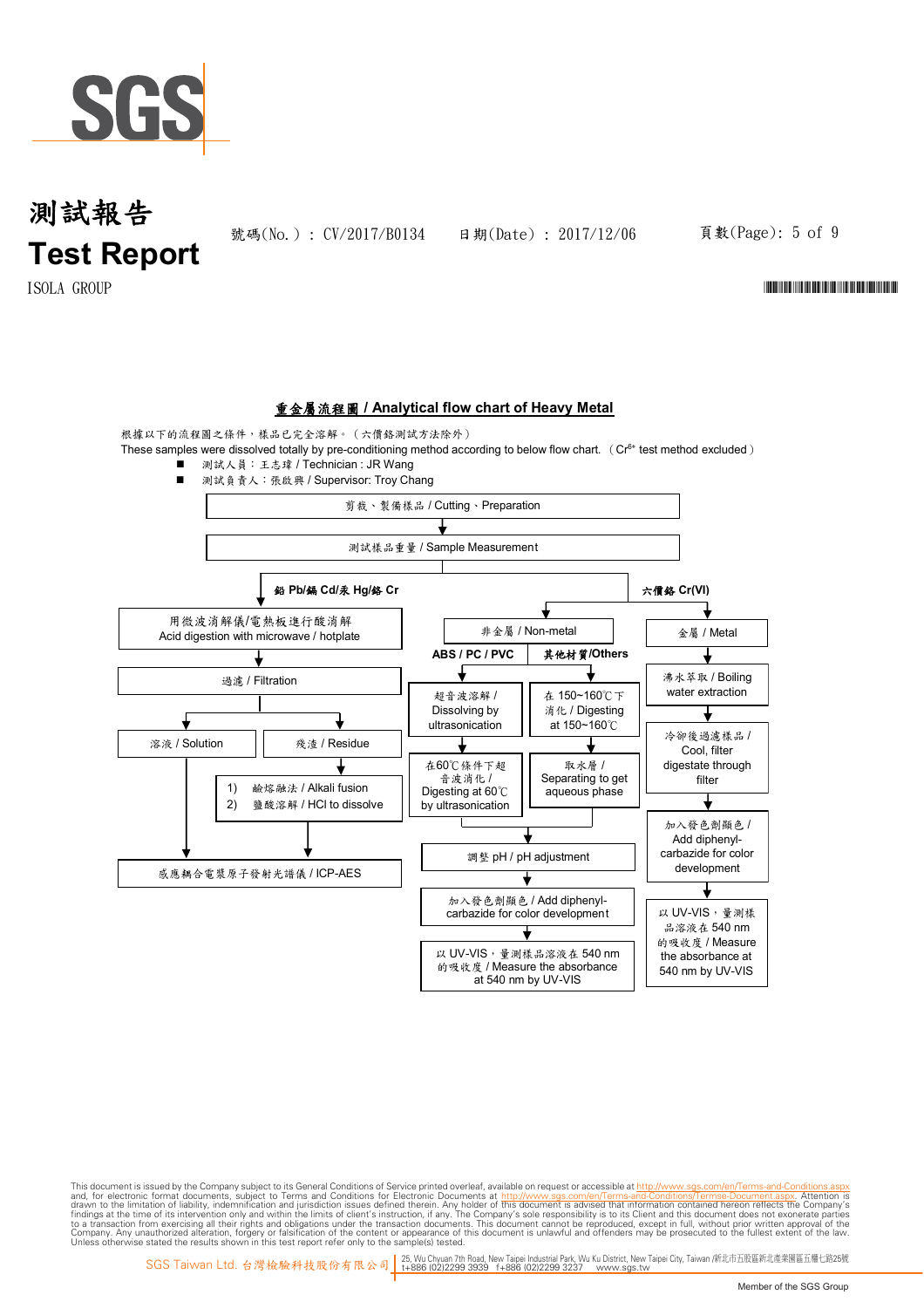# 測試報告
# Test Report

號碼(No.) : CV/2017/B0134　　日期(Date) : 2017/12/06

ISOLA GROUP

## 重金屬流程圖 / Analytical flow chart of Heavy Metal

根據以下的流程圖之條件，樣品已完全溶解。（六價鉻測試方法除外）

These samples were dissolved totally by pre-conditioning method according to below flow chart. （$Cr^{6+}$ test method excluded）

- 測試人員：王志瑋 / Technician : JR Wang
- 測試負責人：張啟興 / Supervisor: Troy Chang

剪裁、製備樣品 / Cutting、Preparation
→ 測試樣品重量 / Sample Measurement

**鉛 Pb/鎘 Cd/汞 Hg/鉻 Cr**

1. 用微波消解儀/電熱板進行酸消解 / Acid digestion with microwave / hotplate
2. 過濾 / Filtration
3. 溶液 / Solution → 感應耦合電漿原子發射光譜儀 / ICP-AES
4. 殘渣 / Residue → 1) 鹼熔融法 / Alkali fusion 2) 鹽酸溶解 / HCl to dissolve → 感應耦合電漿原子發射光譜儀 / ICP-AES

**六價鉻 Cr(VI)**

非金屬 / Non-metal

- ABS / PC / PVC
  1. 超音波溶解 / Dissolving by ultrasonication
  2. 在60℃條件下超音波消化 / Digesting at 60℃ by ultrasonication
- 其他材質/Others
  1. 在 150~160℃下消化 / Digesting at 150~160℃
  2. 取水層 / Separating to get aqueous phase

→ 調整 pH / pH adjustment
→ 加入發色劑顯色 / Add diphenyl-carbazide for color development
→ 以 UV-VIS，量測樣品溶液在 540 nm 的吸收度 / Measure the absorbance at 540 nm by UV-VIS

金屬 / Metal

1. 沸水萃取 / Boiling water extraction
2. 冷卻後過濾樣品 / Cool, filter digestate through filter
3. 加入發色劑顯色 / Add diphenyl-carbazide for color development
4. 以 UV-VIS，量測樣品溶液在 540 nm 的吸收度 / Measure the absorbance at 540 nm by UV-VIS

This document is issued by the Company subject to its General Conditions of Service printed overleaf, available on request or accessible at http://www.sgs.com/en/Terms-and-Conditions.aspx and, for electronic format documents, subject to Terms and Conditions for Electronic Documents at http://www.sgs.com/en/Terms-and-Conditions/Termse-Document.aspx. Attention is drawn to the limitation of liability, indemnification and jurisdiction issues defined therein. Any holder of this document is advised that information contained hereon reflects the Company's findings at the time of its intervention only and within the limits of client's instruction, if any. The Company's sole responsibility is to its Client and this document does not exonerate parties to a transaction from exercising all their rights and obligations under the transaction documents. This document cannot be reproduced, except in full, without prior written approval of the Company. Any unauthorized alteration, forgery or falsification of the content or appearance of this document is unlawful and offenders may be prosecuted to the fullest extent of the law. Unless otherwise stated the results shown in this test report refer only to the sample(s) tested.

SGS Taiwan Ltd. 台灣檢驗科技股份有限公司 | 25, Wu Chyuan 7th Road, New Taipei Industrial Park, Wu Ku District, New Taipei City, Taiwan /新北市五股區新北產業園區五權七路25號 t+886 (02)2299 3939 f+886 (02)2299 3237 www.sgs.tw

Member of the SGS Group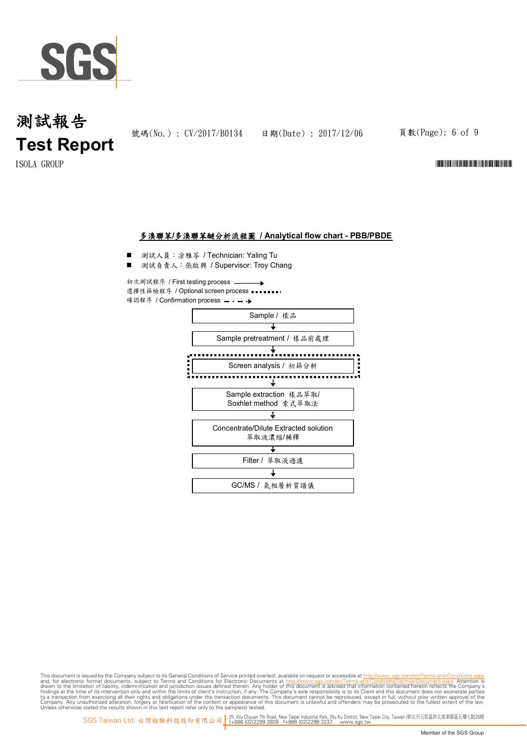# 測試報告
# Test Report

號碼(No.) : CV/2017/B0134　日期(Date) : 2017/12/06

ISOLA GROUP

## 多溴聯苯/多溴聯苯醚分析流程圖 / Analytical flow chart - PBB/PBDE

- 測試人員：涂雅苓 / Technician: Yaling Tu
- 測試負責人：張啟興 / Supervisor: Troy Chang

初次測試程序 / First testing process ———→
選擇性篩檢程序 / Optional screen process ………
確認程序 / Confirmation process — · — ·→

Sample / 樣品
↓
Sample pretreatment / 樣品前處理
↓
Screen analysis / 初篩分析
↓
Sample extraction 樣品萃取/
Soxhlet method 索式萃取法
↓
Concentrate/Dilute Extracted solution
萃取液濃縮/稀釋
↓
Filter / 萃取液過濾
↓
GC/MS / 氣相層析質譜儀

This document is issued by the Company subject to its General Conditions of Service printed overleaf, available on request or accessible at http://www.sgs.com/en/Terms-and-Conditions.aspx and, for electronic format documents, subject to Terms and Conditions for Electronic Documents at http://www.sgs.com/en/Terms-and-Conditions/Termse-Document.aspx. Attention is drawn to the limitation of liability, indemnification and jurisdiction issues defined therein. Any holder of this document is advised that information contained hereon reflects the Company's findings at the time of its intervention only and within the limits of client's instruction, if any. The Company's sole responsibility is to its Client and this document does not exonerate parties to a transaction from exercising all their rights and obligations under the transaction documents. This document cannot be reproduced, except in full, without prior written approval of the Company. Any unauthorized alteration, forgery or falsification of the content or appearance of this document is unlawful and offenders may be prosecuted to the fullest extent of the law. Unless otherwise stated the results shown in this test report refer only to the sample(s) tested.

SGS Taiwan Ltd. 台灣檢驗科技股份有限公司 | 25, Wu Chyuan 7th Road, New Taipei Industrial Park, Wu Ku District, New Taipei City, Taiwan /新北市五股區新北產業園區五權七路25號 t+886 (02)2299 3939 f+886 (02)2299 3237 www.sgs.tw

Member of the SGS Group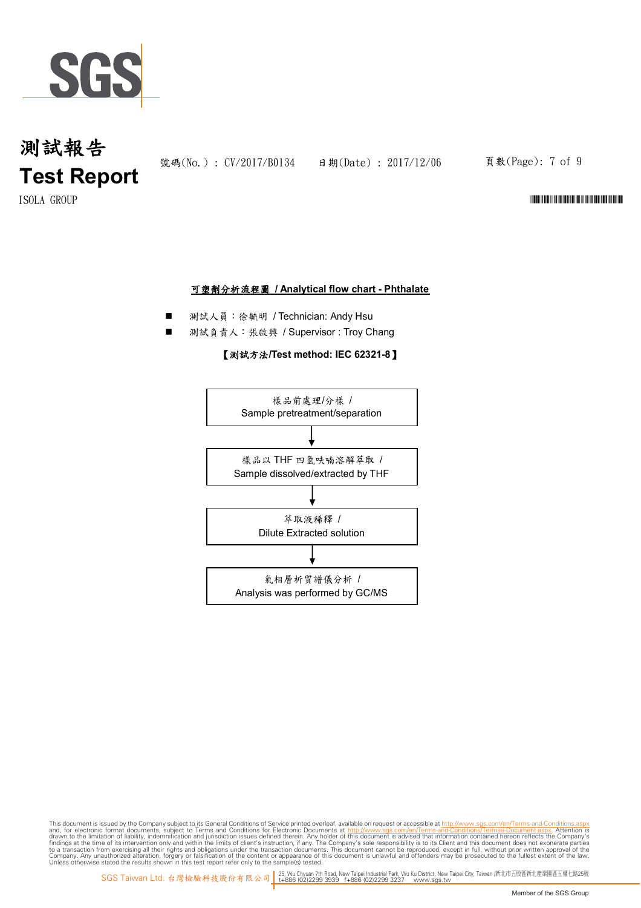# 測試報告
# Test Report

號碼(No.) : CV/2017/B0134　日期(Date) : 2017/12/06

ISOLA GROUP

## 可塑劑分析流程圖 / Analytical flow chart - Phthalate

- 測試人員：徐毓明 / Technician: Andy Hsu
- 測試負責人：張啟興 / Supervisor : Troy Chang

【測試方法/Test method: IEC 62321-8】

樣品前處理/分樣 /
Sample pretreatment/separation

↓

樣品以 THF 四氫呋喃溶解萃取 /
Sample dissolved/extracted by THF

↓

萃取液稀釋 /
Dilute Extracted solution

↓

氣相層析質譜儀分析 /
Analysis was performed by GC/MS

This document is issued by the Company subject to its General Conditions of Service printed overleaf, available on request or accessible at http://www.sgs.com/en/Terms-and-Conditions.aspx and, for electronic format documents, subject to Terms and Conditions for Electronic Documents at http://www.sgs.com/en/Terms-and-Conditions/Termse-Document.aspx. Attention is drawn to the limitation of liability, indemnification and jurisdiction issues defined therein. Any holder of this document is advised that information contained hereon reflects the Company's findings at the time of its intervention only and within the limits of client's instruction, if any. The Company's sole responsibility is to its Client and this document does not exonerate parties to a transaction from exercising all their rights and obligations under the transaction documents. This document cannot be reproduced, except in full, without prior written approval of the Company. Any unauthorized alteration, forgery or falsification of the content or appearance of this document is unlawful and offenders may be prosecuted to the fullest extent of the law. Unless otherwise stated the results shown in this test report refer only to the sample(s) tested.

SGS Taiwan Ltd. 台灣檢驗科技股份有限公司 | 25, Wu Chyuan 7th Road, New Taipei Industrial Park, Wu Ku District, New Taipei City, Taiwan /新北市五股區新北產業園區五權七路25號 t+886 (02)2299 3939 f+886 (02)2299 3237 www.sgs.tw

Member of the SGS Group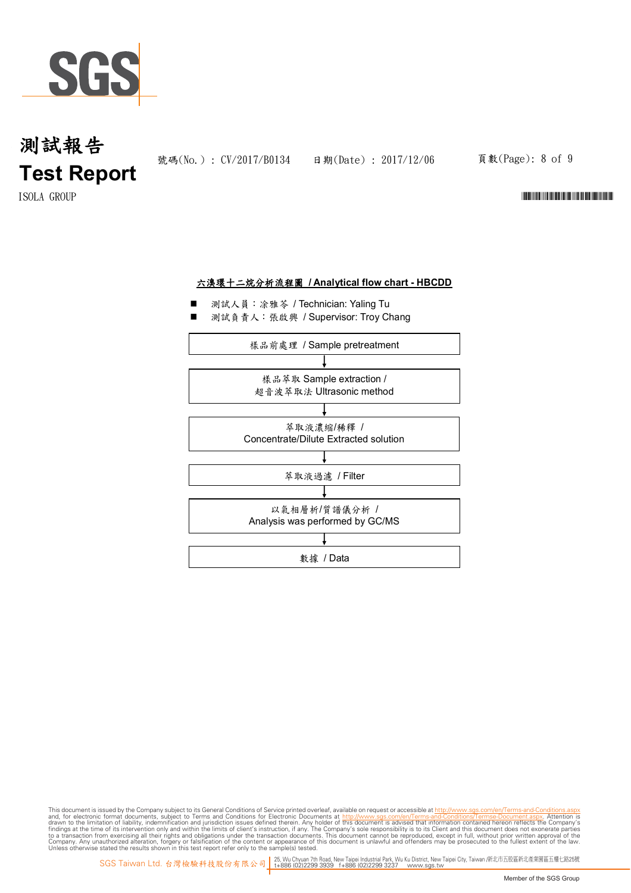## 六溴環十二烷分析流程圖 / Analytical flow chart - HBCDD

- 測試人員：涂雅苓 / Technician: Yaling Tu
- 測試負責人：張啟興 / Supervisor: Troy Chang

樣品前處理 / Sample pretreatment

↓

樣品萃取 Sample extraction / 超音波萃取法 Ultrasonic method

↓

萃取液濃縮/稀釋 / Concentrate/Dilute Extracted solution

↓

萃取液過濾 / Filter

↓

以氣相層析/質譜儀分析 / Analysis was performed by GC/MS

↓

數據 / Data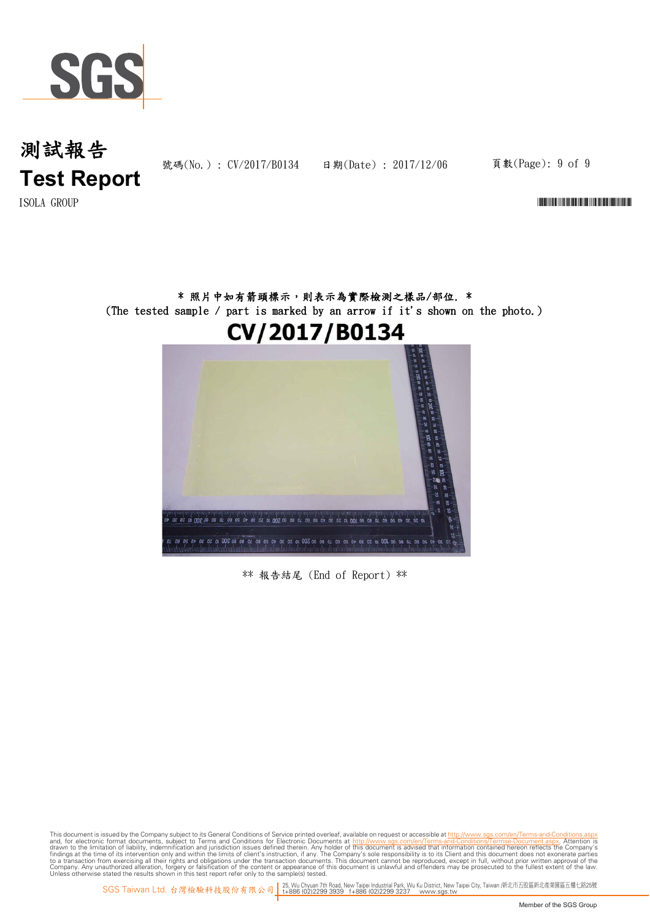# 測試報告

# Test Report

號碼(No.) : CV/2017/B0134 日期(Date) : 2017/12/06

ISOLA GROUP

\* 照片中如有箭頭標示，則表示為實際檢測之樣品/部位. \*

(The tested sample / part is marked by an arrow if it's shown on the photo.)

**CV/2017/B0134**

\*\* 報告結尾 (End of Report) \*\*

This document is issued by the Company subject to its General Conditions of Service printed overleaf, available on request or accessible at http://www.sgs.com/en/Terms-and-Conditions.aspx and, for electronic format documents, subject to Terms and Conditions for Electronic Documents at http://www.sgs.com/en/Terms-and-Conditions/Terms-e-Document.aspx. Attention is drawn to the limitation of liability, indemnification and jurisdiction issues defined therein. Any holder of this document is advised that information contained hereon reflects the Company's findings at the time of its intervention only and within the limits of client's instruction, if any. The Company's sole responsibility is to its Client and this document does not exonerate parties to a transaction from exercising all their rights and obligations under the transaction documents. This document cannot be reproduced, except in full, without prior written approval of the Company. Any unauthorized alteration, forgery or falsification of the content or appearance of this document is unlawful and offenders may be prosecuted to the fullest extent of the law. Unless otherwise stated the results shown in this test report refer only to the sample(s) tested.

SGS Taiwan Ltd. 台灣檢驗科技股份有限公司 | 25, Wu Chyuan 7th Road, New Taipei Industrial Park, Wu Ku District, New Taipei City, Taiwan /新北市五股區新北產業園區五權七路25號 t+886 (02)2299 3939 f+886 (02)2299 3237 www.sgs.tw

Member of the SGS Group